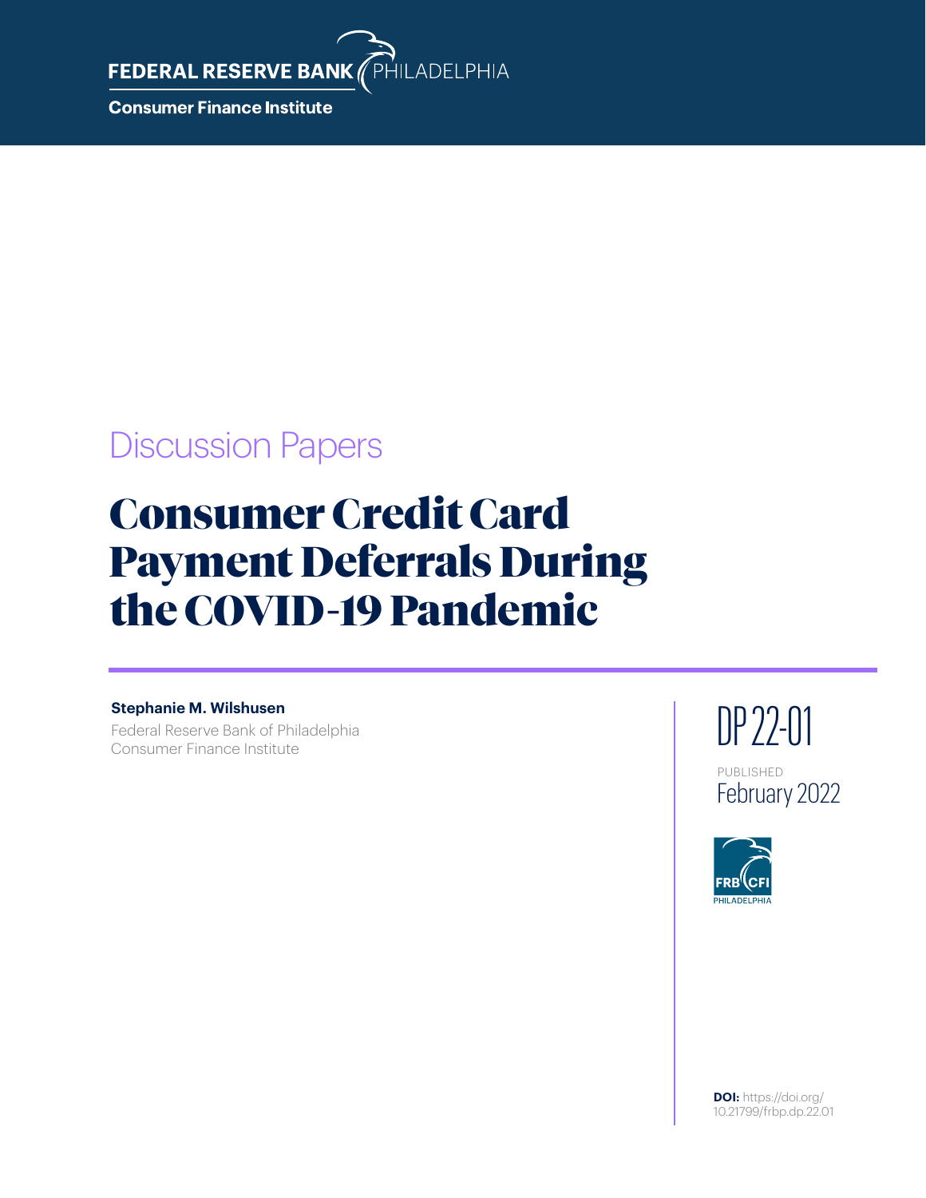FEDERAL RESERVE BANK PHILADELPHIA

Consumer Finance Institute

Discussion Papers

# Consumer Credit Card Payment Deferrals During the COVID-19 Pandemic

**Stephanie M. Wilshusen**

Federal Reserve Bank of Philadelphia
Consumer Finance Institute

DP 22-01

PUBLISHED
February 2022

FRB CFI PHILADELPHIA

**DOI:** https://doi.org/10.21799/frbp.dp.22.01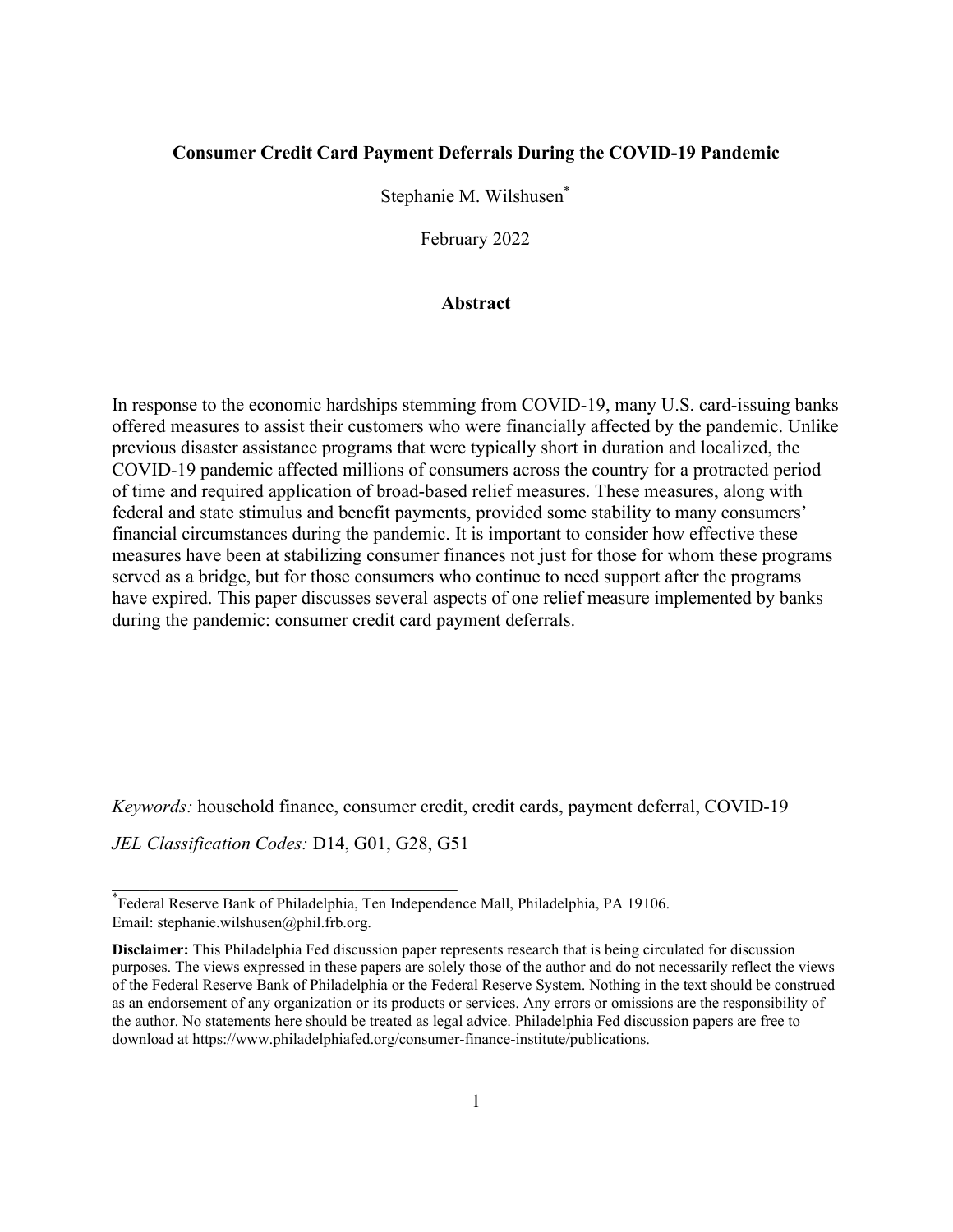**Consumer Credit Card Payment Deferrals During the COVID-19 Pandemic**

Stephanie M. Wilshusen*

February 2022

**Abstract**

In response to the economic hardships stemming from COVID-19, many U.S. card-issuing banks offered measures to assist their customers who were financially affected by the pandemic. Unlike previous disaster assistance programs that were typically short in duration and localized, the COVID-19 pandemic affected millions of consumers across the country for a protracted period of time and required application of broad-based relief measures. These measures, along with federal and state stimulus and benefit payments, provided some stability to many consumers' financial circumstances during the pandemic. It is important to consider how effective these measures have been at stabilizing consumer finances not just for those for whom these programs served as a bridge, but for those consumers who continue to need support after the programs have expired. This paper discusses several aspects of one relief measure implemented by banks during the pandemic: consumer credit card payment deferrals.

*Keywords:* household finance, consumer credit, credit cards, payment deferral, COVID-19

*JEL Classification Codes:* D14, G01, G28, G51

---

*Federal Reserve Bank of Philadelphia, Ten Independence Mall, Philadelphia, PA 19106. Email: stephanie.wilshusen@phil.frb.org.

**Disclaimer:** This Philadelphia Fed discussion paper represents research that is being circulated for discussion purposes. The views expressed in these papers are solely those of the author and do not necessarily reflect the views of the Federal Reserve Bank of Philadelphia or the Federal Reserve System. Nothing in the text should be construed as an endorsement of any organization or its products or services. Any errors or omissions are the responsibility of the author. No statements here should be treated as legal advice. Philadelphia Fed discussion papers are free to download at https://www.philadelphiafed.org/consumer-finance-institute/publications.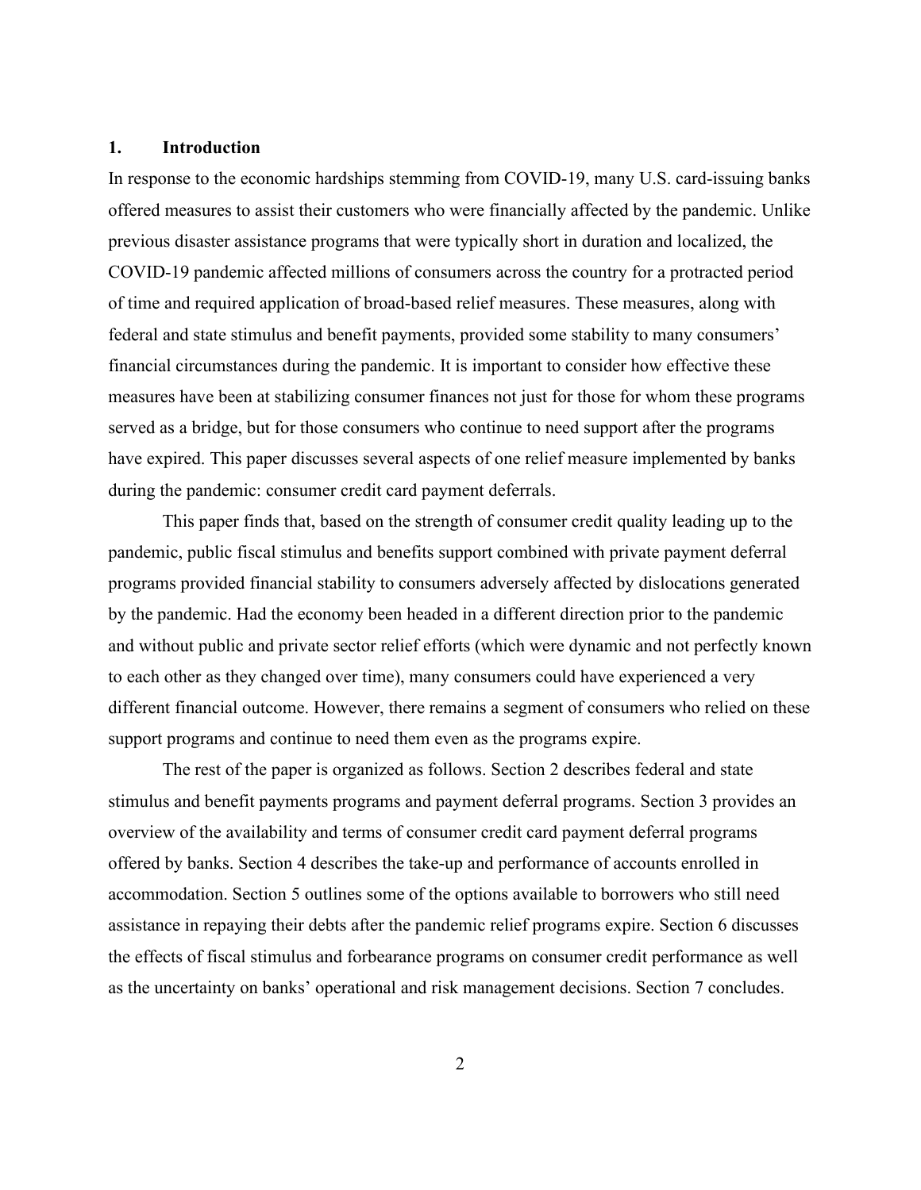## 1. Introduction

In response to the economic hardships stemming from COVID-19, many U.S. card-issuing banks offered measures to assist their customers who were financially affected by the pandemic. Unlike previous disaster assistance programs that were typically short in duration and localized, the COVID-19 pandemic affected millions of consumers across the country for a protracted period of time and required application of broad-based relief measures. These measures, along with federal and state stimulus and benefit payments, provided some stability to many consumers' financial circumstances during the pandemic. It is important to consider how effective these measures have been at stabilizing consumer finances not just for those for whom these programs served as a bridge, but for those consumers who continue to need support after the programs have expired. This paper discusses several aspects of one relief measure implemented by banks during the pandemic: consumer credit card payment deferrals.

This paper finds that, based on the strength of consumer credit quality leading up to the pandemic, public fiscal stimulus and benefits support combined with private payment deferral programs provided financial stability to consumers adversely affected by dislocations generated by the pandemic. Had the economy been headed in a different direction prior to the pandemic and without public and private sector relief efforts (which were dynamic and not perfectly known to each other as they changed over time), many consumers could have experienced a very different financial outcome. However, there remains a segment of consumers who relied on these support programs and continue to need them even as the programs expire.

The rest of the paper is organized as follows. Section 2 describes federal and state stimulus and benefit payments programs and payment deferral programs. Section 3 provides an overview of the availability and terms of consumer credit card payment deferral programs offered by banks. Section 4 describes the take-up and performance of accounts enrolled in accommodation. Section 5 outlines some of the options available to borrowers who still need assistance in repaying their debts after the pandemic relief programs expire. Section 6 discusses the effects of fiscal stimulus and forbearance programs on consumer credit performance as well as the uncertainty on banks' operational and risk management decisions. Section 7 concludes.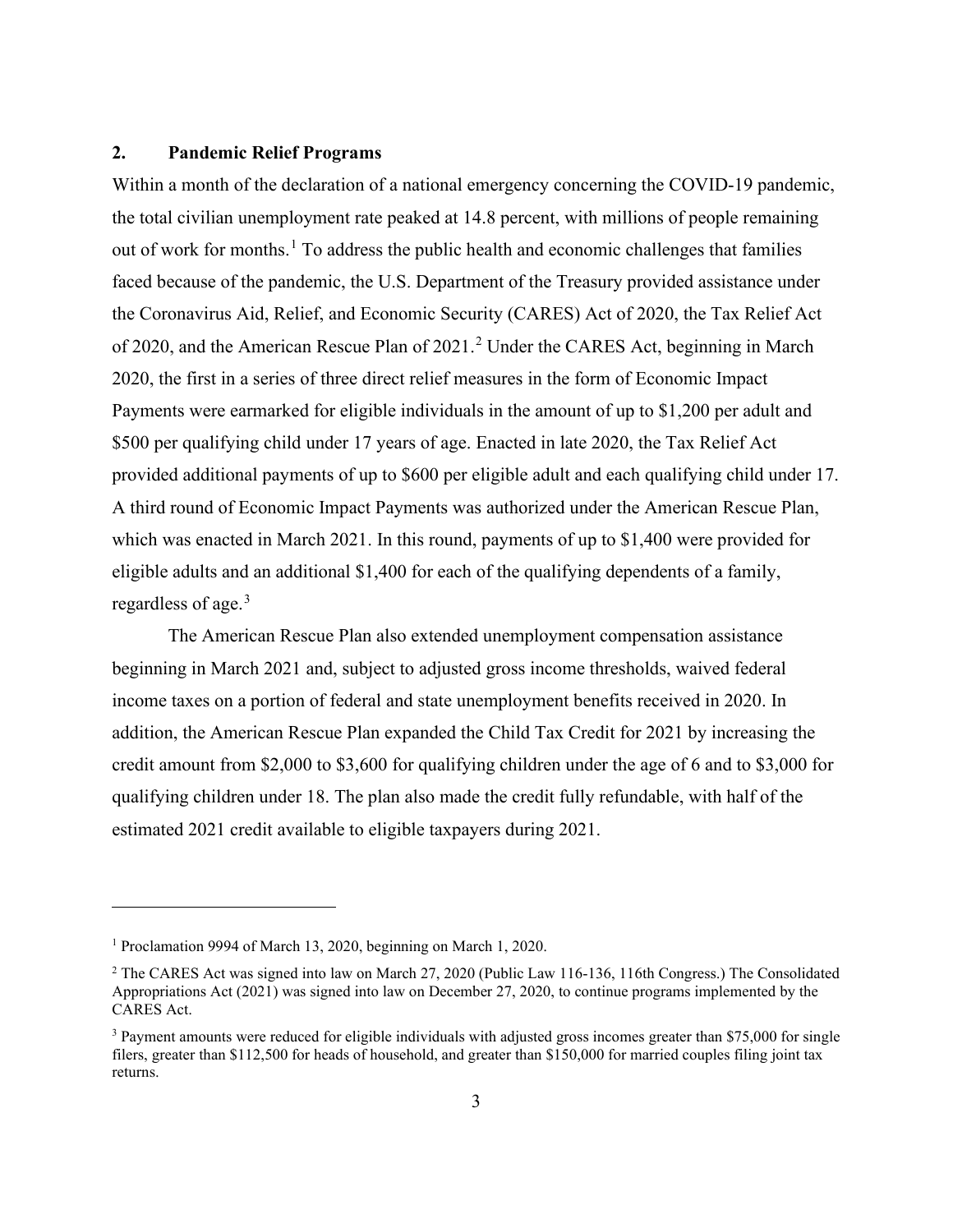## 2. Pandemic Relief Programs

Within a month of the declaration of a national emergency concerning the COVID-19 pandemic, the total civilian unemployment rate peaked at 14.8 percent, with millions of people remaining out of work for months.[1] To address the public health and economic challenges that families faced because of the pandemic, the U.S. Department of the Treasury provided assistance under the Coronavirus Aid, Relief, and Economic Security (CARES) Act of 2020, the Tax Relief Act of 2020, and the American Rescue Plan of 2021.[2] Under the CARES Act, beginning in March 2020, the first in a series of three direct relief measures in the form of Economic Impact Payments were earmarked for eligible individuals in the amount of up to $1,200 per adult and $500 per qualifying child under 17 years of age. Enacted in late 2020, the Tax Relief Act provided additional payments of up to $600 per eligible adult and each qualifying child under 17. A third round of Economic Impact Payments was authorized under the American Rescue Plan, which was enacted in March 2021. In this round, payments of up to $1,400 were provided for eligible adults and an additional $1,400 for each of the qualifying dependents of a family, regardless of age.[3]

The American Rescue Plan also extended unemployment compensation assistance beginning in March 2021 and, subject to adjusted gross income thresholds, waived federal income taxes on a portion of federal and state unemployment benefits received in 2020. In addition, the American Rescue Plan expanded the Child Tax Credit for 2021 by increasing the credit amount from $2,000 to $3,600 for qualifying children under the age of 6 and to $3,000 for qualifying children under 18. The plan also made the credit fully refundable, with half of the estimated 2021 credit available to eligible taxpayers during 2021.

---

[1] Proclamation 9994 of March 13, 2020, beginning on March 1, 2020.

[2] The CARES Act was signed into law on March 27, 2020 (Public Law 116-136, 116th Congress.) The Consolidated Appropriations Act (2021) was signed into law on December 27, 2020, to continue programs implemented by the CARES Act.

[3] Payment amounts were reduced for eligible individuals with adjusted gross incomes greater than $75,000 for single filers, greater than $112,500 for heads of household, and greater than $150,000 for married couples filing joint tax returns.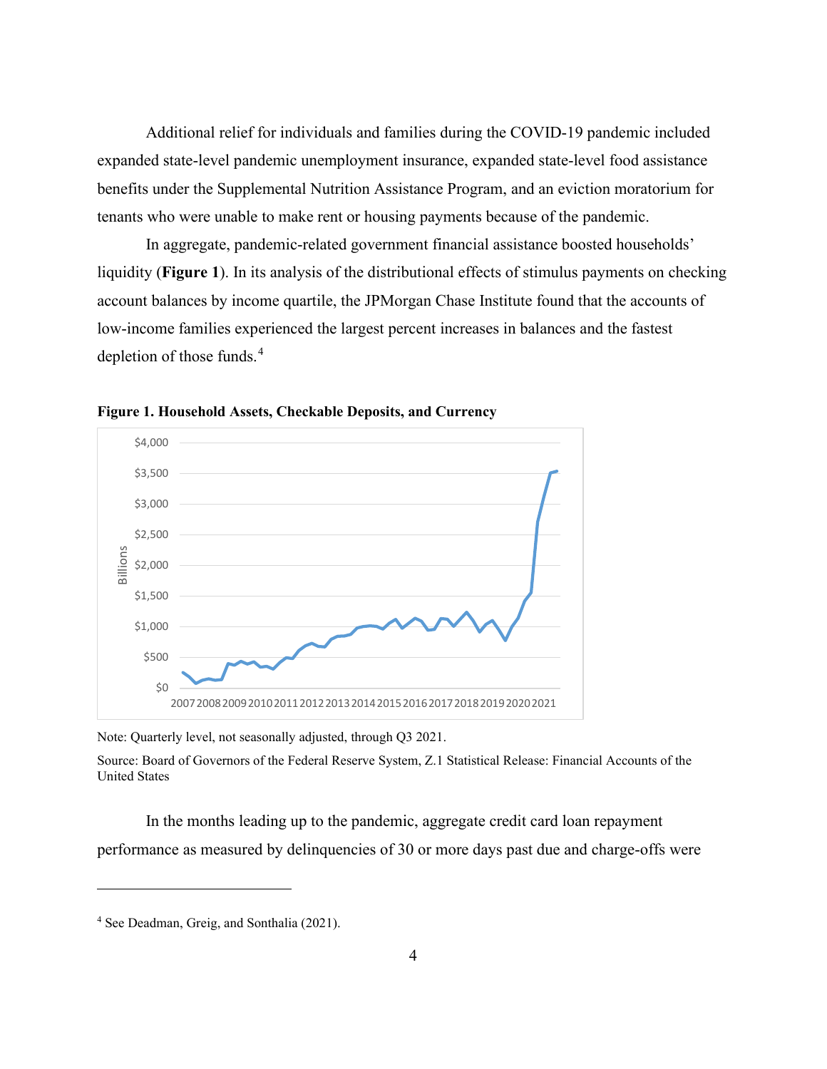Additional relief for individuals and families during the COVID-19 pandemic included expanded state-level pandemic unemployment insurance, expanded state-level food assistance benefits under the Supplemental Nutrition Assistance Program, and an eviction moratorium for tenants who were unable to make rent or housing payments because of the pandemic.

In aggregate, pandemic-related government financial assistance boosted households' liquidity (**Figure 1**). In its analysis of the distributional effects of stimulus payments on checking account balances by income quartile, the JPMorgan Chase Institute found that the accounts of low-income families experienced the largest percent increases in balances and the fastest depletion of those funds.[4]

**Figure 1. Household Assets, Checkable Deposits, and Currency**

Note: Quarterly level, not seasonally adjusted, through Q3 2021.

Source: Board of Governors of the Federal Reserve System, Z.1 Statistical Release: Financial Accounts of the United States

In the months leading up to the pandemic, aggregate credit card loan repayment performance as measured by delinquencies of 30 or more days past due and charge-offs were

[4] See Deadman, Greig, and Sonthalia (2021).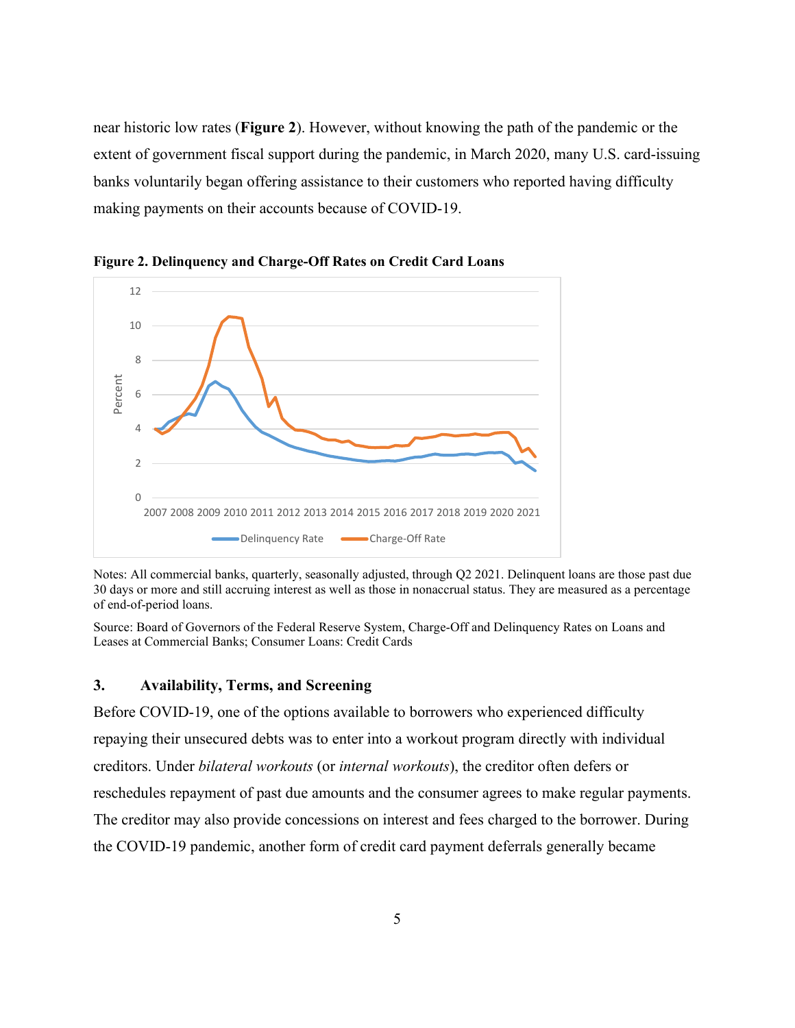near historic low rates (**Figure 2**). However, without knowing the path of the pandemic or the extent of government fiscal support during the pandemic, in March 2020, many U.S. card-issuing banks voluntarily began offering assistance to their customers who reported having difficulty making payments on their accounts because of COVID-19.

**Figure 2. Delinquency and Charge-Off Rates on Credit Card Loans**

Notes: All commercial banks, quarterly, seasonally adjusted, through Q2 2021. Delinquent loans are those past due 30 days or more and still accruing interest as well as those in nonaccrual status. They are measured as a percentage of end-of-period loans.

Source: Board of Governors of the Federal Reserve System, Charge-Off and Delinquency Rates on Loans and Leases at Commercial Banks; Consumer Loans: Credit Cards

## 3. Availability, Terms, and Screening

Before COVID-19, one of the options available to borrowers who experienced difficulty repaying their unsecured debts was to enter into a workout program directly with individual creditors. Under *bilateral workouts* (or *internal workouts*), the creditor often defers or reschedules repayment of past due amounts and the consumer agrees to make regular payments. The creditor may also provide concessions on interest and fees charged to the borrower. During the COVID-19 pandemic, another form of credit card payment deferrals generally became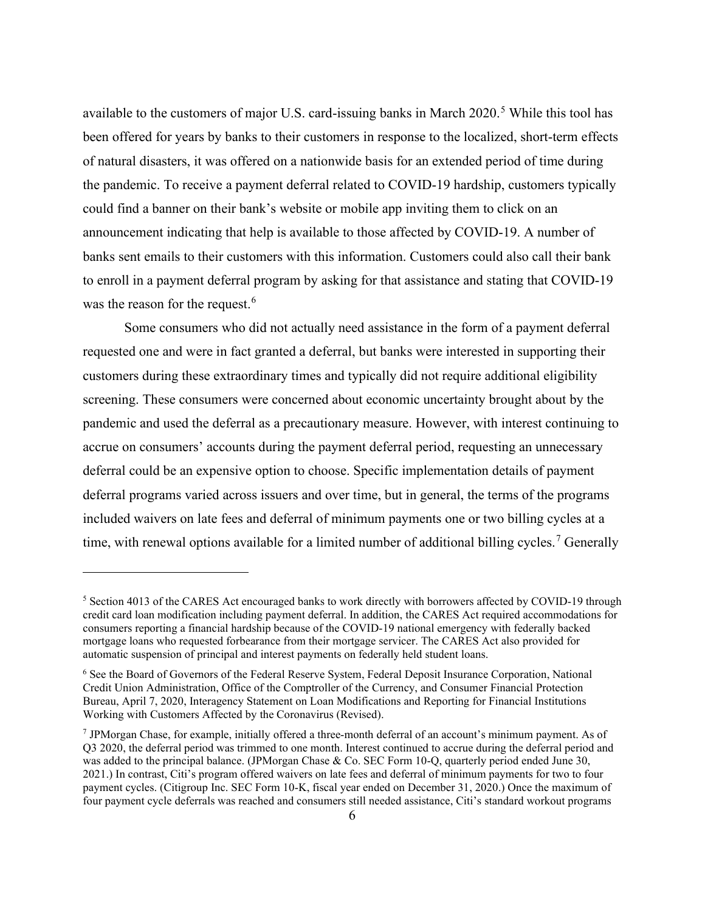available to the customers of major U.S. card-issuing banks in March 2020.[5] While this tool has been offered for years by banks to their customers in response to the localized, short-term effects of natural disasters, it was offered on a nationwide basis for an extended period of time during the pandemic. To receive a payment deferral related to COVID-19 hardship, customers typically could find a banner on their bank's website or mobile app inviting them to click on an announcement indicating that help is available to those affected by COVID-19. A number of banks sent emails to their customers with this information. Customers could also call their bank to enroll in a payment deferral program by asking for that assistance and stating that COVID-19 was the reason for the request.[6]

Some consumers who did not actually need assistance in the form of a payment deferral requested one and were in fact granted a deferral, but banks were interested in supporting their customers during these extraordinary times and typically did not require additional eligibility screening. These consumers were concerned about economic uncertainty brought about by the pandemic and used the deferral as a precautionary measure. However, with interest continuing to accrue on consumers' accounts during the payment deferral period, requesting an unnecessary deferral could be an expensive option to choose. Specific implementation details of payment deferral programs varied across issuers and over time, but in general, the terms of the programs included waivers on late fees and deferral of minimum payments one or two billing cycles at a time, with renewal options available for a limited number of additional billing cycles.[7] Generally

---

[5] Section 4013 of the CARES Act encouraged banks to work directly with borrowers affected by COVID-19 through credit card loan modification including payment deferral. In addition, the CARES Act required accommodations for consumers reporting a financial hardship because of the COVID-19 national emergency with federally backed mortgage loans who requested forbearance from their mortgage servicer. The CARES Act also provided for automatic suspension of principal and interest payments on federally held student loans.

[6] See the Board of Governors of the Federal Reserve System, Federal Deposit Insurance Corporation, National Credit Union Administration, Office of the Comptroller of the Currency, and Consumer Financial Protection Bureau, April 7, 2020, Interagency Statement on Loan Modifications and Reporting for Financial Institutions Working with Customers Affected by the Coronavirus (Revised).

[7] JPMorgan Chase, for example, initially offered a three-month deferral of an account's minimum payment. As of Q3 2020, the deferral period was trimmed to one month. Interest continued to accrue during the deferral period and was added to the principal balance. (JPMorgan Chase & Co. SEC Form 10-Q, quarterly period ended June 30, 2021.) In contrast, Citi's program offered waivers on late fees and deferral of minimum payments for two to four payment cycles. (Citigroup Inc. SEC Form 10-K, fiscal year ended on December 31, 2020.) Once the maximum of four payment cycle deferrals was reached and consumers still needed assistance, Citi's standard workout programs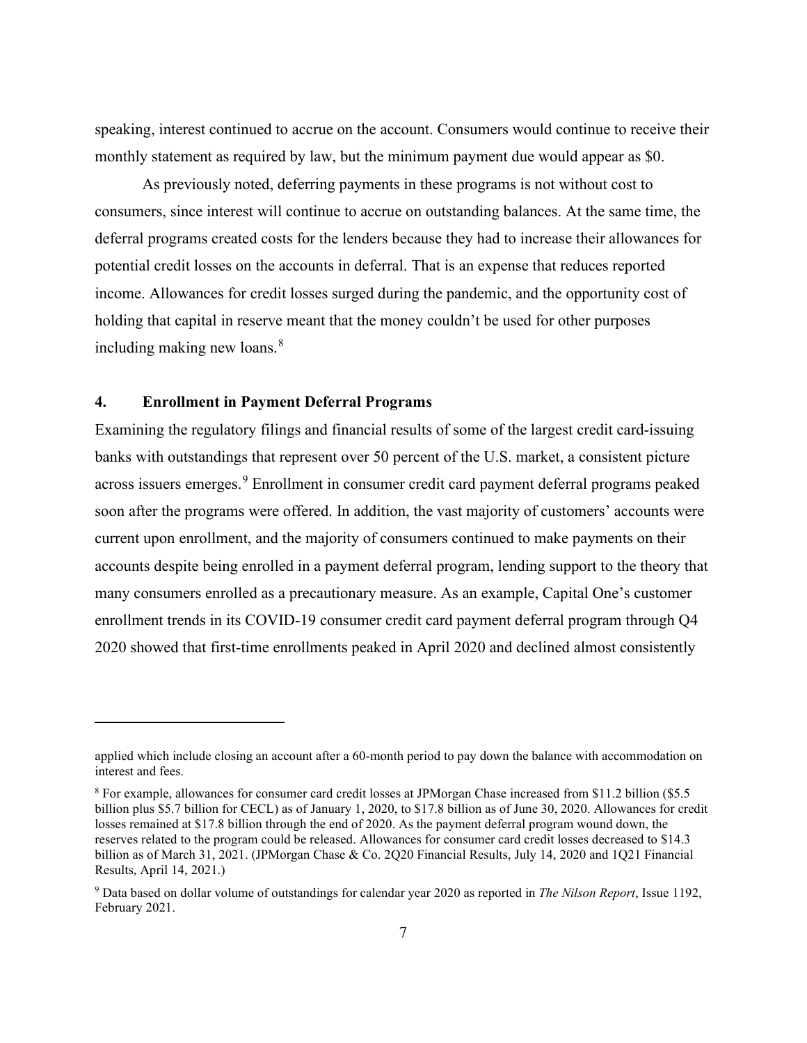speaking, interest continued to accrue on the account. Consumers would continue to receive their monthly statement as required by law, but the minimum payment due would appear as $0.

As previously noted, deferring payments in these programs is not without cost to consumers, since interest will continue to accrue on outstanding balances. At the same time, the deferral programs created costs for the lenders because they had to increase their allowances for potential credit losses on the accounts in deferral. That is an expense that reduces reported income. Allowances for credit losses surged during the pandemic, and the opportunity cost of holding that capital in reserve meant that the money couldn't be used for other purposes including making new loans.[8]

## 4. Enrollment in Payment Deferral Programs

Examining the regulatory filings and financial results of some of the largest credit card-issuing banks with outstandings that represent over 50 percent of the U.S. market, a consistent picture across issuers emerges.[9] Enrollment in consumer credit card payment deferral programs peaked soon after the programs were offered. In addition, the vast majority of customers' accounts were current upon enrollment, and the majority of consumers continued to make payments on their accounts despite being enrolled in a payment deferral program, lending support to the theory that many consumers enrolled as a precautionary measure. As an example, Capital One's customer enrollment trends in its COVID-19 consumer credit card payment deferral program through Q4 2020 showed that first-time enrollments peaked in April 2020 and declined almost consistently

---

applied which include closing an account after a 60-month period to pay down the balance with accommodation on interest and fees.

[8] For example, allowances for consumer card credit losses at JPMorgan Chase increased from $11.2 billion ($5.5 billion plus $5.7 billion for CECL) as of January 1, 2020, to $17.8 billion as of June 30, 2020. Allowances for credit losses remained at $17.8 billion through the end of 2020. As the payment deferral program wound down, the reserves related to the program could be released. Allowances for consumer card credit losses decreased to $14.3 billion as of March 31, 2021. (JPMorgan Chase & Co. 2Q20 Financial Results, July 14, 2020 and 1Q21 Financial Results, April 14, 2021.)

[9] Data based on dollar volume of outstandings for calendar year 2020 as reported in *The Nilson Report*, Issue 1192, February 2021.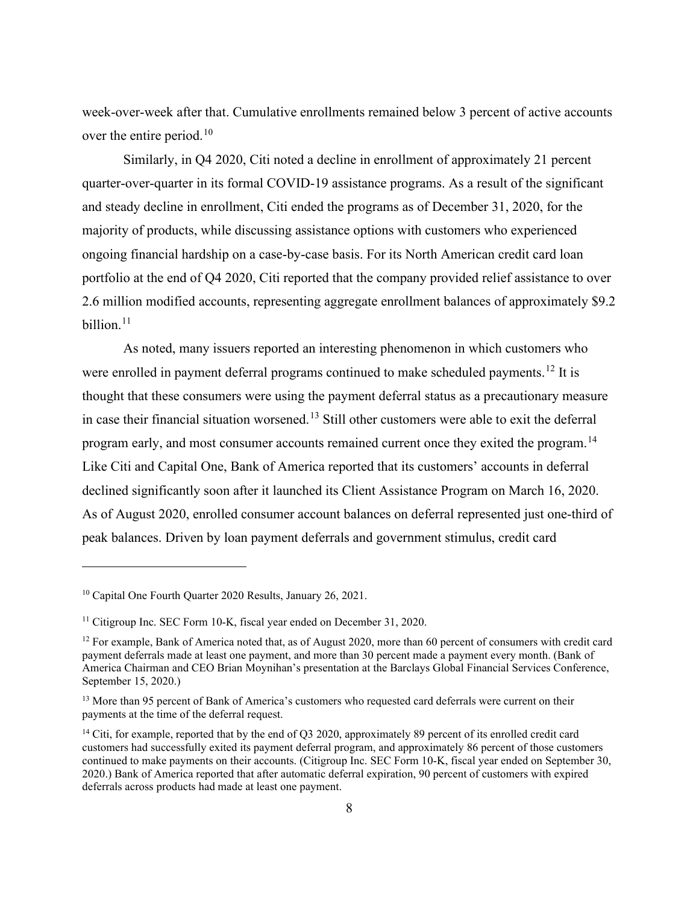week-over-week after that. Cumulative enrollments remained below 3 percent of active accounts over the entire period.[10]

Similarly, in Q4 2020, Citi noted a decline in enrollment of approximately 21 percent quarter-over-quarter in its formal COVID-19 assistance programs. As a result of the significant and steady decline in enrollment, Citi ended the programs as of December 31, 2020, for the majority of products, while discussing assistance options with customers who experienced ongoing financial hardship on a case-by-case basis. For its North American credit card loan portfolio at the end of Q4 2020, Citi reported that the company provided relief assistance to over 2.6 million modified accounts, representing aggregate enrollment balances of approximately $9.2 billion.[11]

As noted, many issuers reported an interesting phenomenon in which customers who were enrolled in payment deferral programs continued to make scheduled payments.[12] It is thought that these consumers were using the payment deferral status as a precautionary measure in case their financial situation worsened.[13] Still other customers were able to exit the deferral program early, and most consumer accounts remained current once they exited the program.[14] Like Citi and Capital One, Bank of America reported that its customers' accounts in deferral declined significantly soon after it launched its Client Assistance Program on March 16, 2020. As of August 2020, enrolled consumer account balances on deferral represented just one-third of peak balances. Driven by loan payment deferrals and government stimulus, credit card

---

[10] Capital One Fourth Quarter 2020 Results, January 26, 2021.

[11] Citigroup Inc. SEC Form 10-K, fiscal year ended on December 31, 2020.

[12] For example, Bank of America noted that, as of August 2020, more than 60 percent of consumers with credit card payment deferrals made at least one payment, and more than 30 percent made a payment every month. (Bank of America Chairman and CEO Brian Moynihan's presentation at the Barclays Global Financial Services Conference, September 15, 2020.)

[13] More than 95 percent of Bank of America's customers who requested card deferrals were current on their payments at the time of the deferral request.

[14] Citi, for example, reported that by the end of Q3 2020, approximately 89 percent of its enrolled credit card customers had successfully exited its payment deferral program, and approximately 86 percent of those customers continued to make payments on their accounts. (Citigroup Inc. SEC Form 10-K, fiscal year ended on September 30, 2020.) Bank of America reported that after automatic deferral expiration, 90 percent of customers with expired deferrals across products had made at least one payment.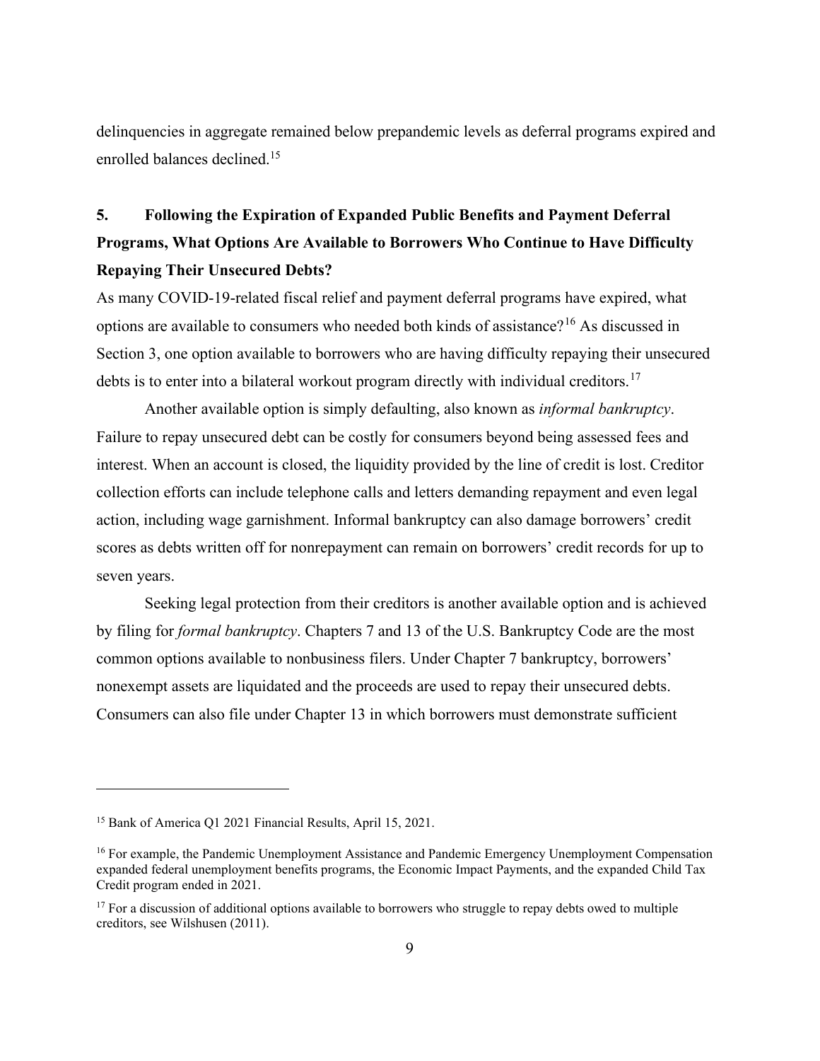delinquencies in aggregate remained below prepandemic levels as deferral programs expired and enrolled balances declined.[15]

## 5. Following the Expiration of Expanded Public Benefits and Payment Deferral Programs, What Options Are Available to Borrowers Who Continue to Have Difficulty Repaying Their Unsecured Debts?

As many COVID-19-related fiscal relief and payment deferral programs have expired, what options are available to consumers who needed both kinds of assistance?[16] As discussed in Section 3, one option available to borrowers who are having difficulty repaying their unsecured debts is to enter into a bilateral workout program directly with individual creditors.[17]

Another available option is simply defaulting, also known as *informal bankruptcy*. Failure to repay unsecured debt can be costly for consumers beyond being assessed fees and interest. When an account is closed, the liquidity provided by the line of credit is lost. Creditor collection efforts can include telephone calls and letters demanding repayment and even legal action, including wage garnishment. Informal bankruptcy can also damage borrowers' credit scores as debts written off for nonrepayment can remain on borrowers' credit records for up to seven years.

Seeking legal protection from their creditors is another available option and is achieved by filing for *formal bankruptcy*. Chapters 7 and 13 of the U.S. Bankruptcy Code are the most common options available to nonbusiness filers. Under Chapter 7 bankruptcy, borrowers' nonexempt assets are liquidated and the proceeds are used to repay their unsecured debts. Consumers can also file under Chapter 13 in which borrowers must demonstrate sufficient

---

[15] Bank of America Q1 2021 Financial Results, April 15, 2021.

[16] For example, the Pandemic Unemployment Assistance and Pandemic Emergency Unemployment Compensation expanded federal unemployment benefits programs, the Economic Impact Payments, and the expanded Child Tax Credit program ended in 2021.

[17] For a discussion of additional options available to borrowers who struggle to repay debts owed to multiple creditors, see Wilshusen (2011).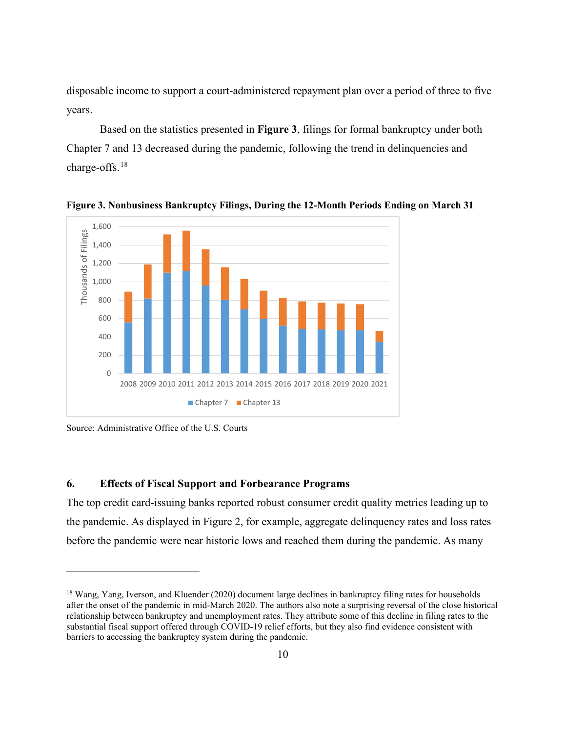disposable income to support a court-administered repayment plan over a period of three to five years.

Based on the statistics presented in **Figure 3**, filings for formal bankruptcy under both Chapter 7 and 13 decreased during the pandemic, following the trend in delinquencies and charge-offs.[18]

**Figure 3. Nonbusiness Bankruptcy Filings, During the 12-Month Periods Ending on March 31**

Source: Administrative Office of the U.S. Courts

### 6. Effects of Fiscal Support and Forbearance Programs

The top credit card-issuing banks reported robust consumer credit quality metrics leading up to the pandemic. As displayed in Figure 2, for example, aggregate delinquency rates and loss rates before the pandemic were near historic lows and reached them during the pandemic. As many

---

[18] Wang, Yang, Iverson, and Kluender (2020) document large declines in bankruptcy filing rates for households after the onset of the pandemic in mid-March 2020. The authors also note a surprising reversal of the close historical relationship between bankruptcy and unemployment rates. They attribute some of this decline in filing rates to the substantial fiscal support offered through COVID-19 relief efforts, but they also find evidence consistent with barriers to accessing the bankruptcy system during the pandemic.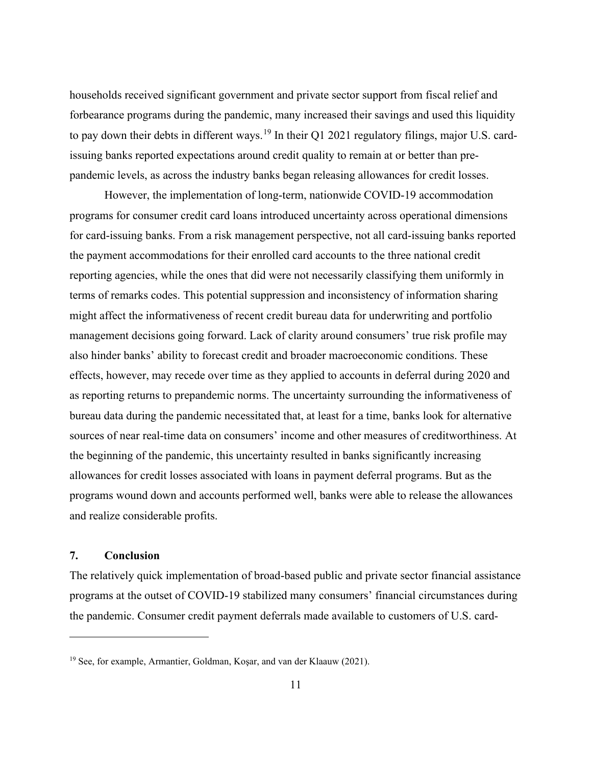households received significant government and private sector support from fiscal relief and forbearance programs during the pandemic, many increased their savings and used this liquidity to pay down their debts in different ways.[19] In their Q1 2021 regulatory filings, major U.S. card-issuing banks reported expectations around credit quality to remain at or better than pre-pandemic levels, as across the industry banks began releasing allowances for credit losses.

However, the implementation of long-term, nationwide COVID-19 accommodation programs for consumer credit card loans introduced uncertainty across operational dimensions for card-issuing banks. From a risk management perspective, not all card-issuing banks reported the payment accommodations for their enrolled card accounts to the three national credit reporting agencies, while the ones that did were not necessarily classifying them uniformly in terms of remarks codes. This potential suppression and inconsistency of information sharing might affect the informativeness of recent credit bureau data for underwriting and portfolio management decisions going forward. Lack of clarity around consumers' true risk profile may also hinder banks' ability to forecast credit and broader macroeconomic conditions. These effects, however, may recede over time as they applied to accounts in deferral during 2020 and as reporting returns to prepandemic norms. The uncertainty surrounding the informativeness of bureau data during the pandemic necessitated that, at least for a time, banks look for alternative sources of near real-time data on consumers' income and other measures of creditworthiness. At the beginning of the pandemic, this uncertainty resulted in banks significantly increasing allowances for credit losses associated with loans in payment deferral programs. But as the programs wound down and accounts performed well, banks were able to release the allowances and realize considerable profits.

## 7. Conclusion

The relatively quick implementation of broad-based public and private sector financial assistance programs at the outset of COVID-19 stabilized many consumers' financial circumstances during the pandemic. Consumer credit payment deferrals made available to customers of U.S. card-

[19] See, for example, Armantier, Goldman, Koşar, and van der Klaauw (2021).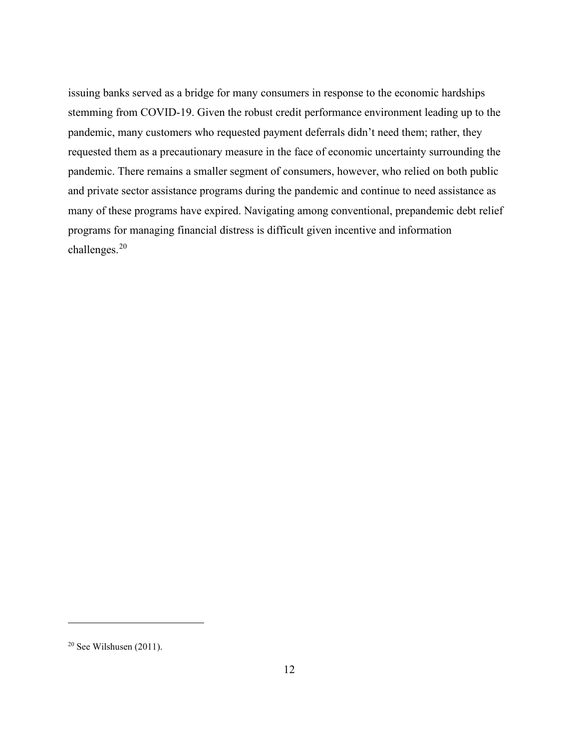issuing banks served as a bridge for many consumers in response to the economic hardships stemming from COVID-19. Given the robust credit performance environment leading up to the pandemic, many customers who requested payment deferrals didn't need them; rather, they requested them as a precautionary measure in the face of economic uncertainty surrounding the pandemic. There remains a smaller segment of consumers, however, who relied on both public and private sector assistance programs during the pandemic and continue to need assistance as many of these programs have expired. Navigating among conventional, prepandemic debt relief programs for managing financial distress is difficult given incentive and information challenges.[20]

[20] See Wilshusen (2011).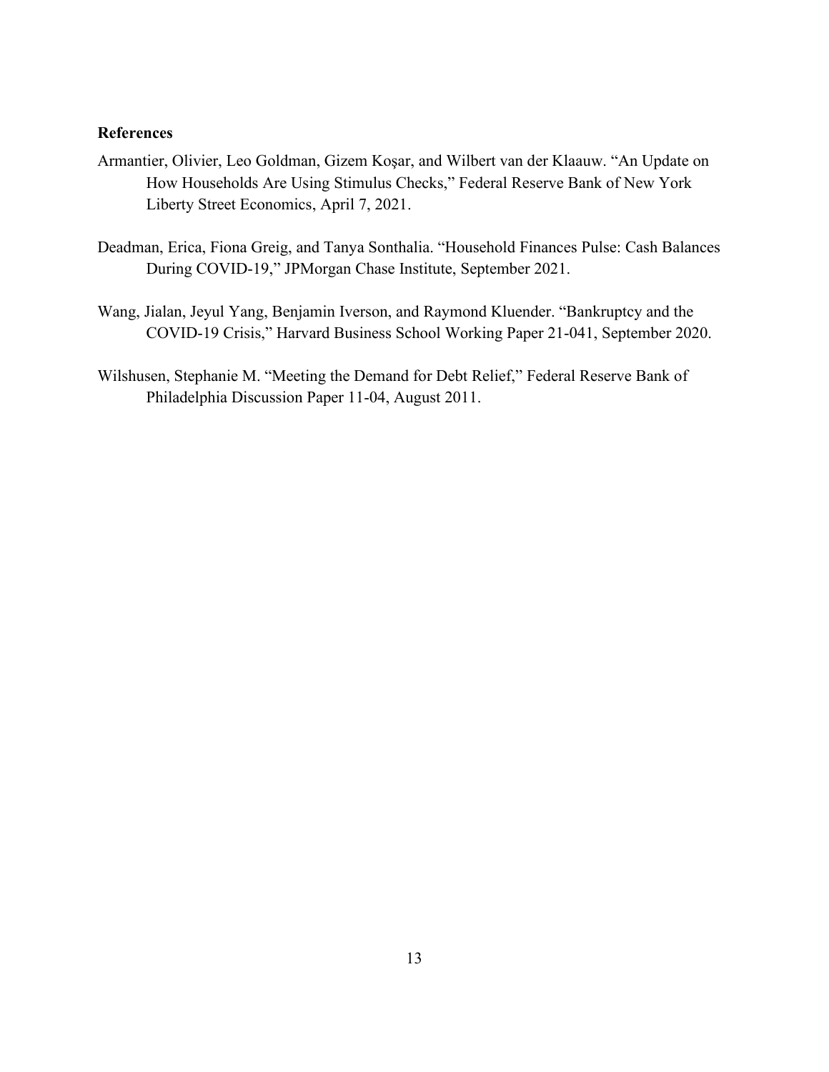**References**

Armantier, Olivier, Leo Goldman, Gizem Koşar, and Wilbert van der Klaauw. "An Update on How Households Are Using Stimulus Checks," Federal Reserve Bank of New York Liberty Street Economics, April 7, 2021.

Deadman, Erica, Fiona Greig, and Tanya Sonthalia. "Household Finances Pulse: Cash Balances During COVID-19," JPMorgan Chase Institute, September 2021.

Wang, Jialan, Jeyul Yang, Benjamin Iverson, and Raymond Kluender. "Bankruptcy and the COVID-19 Crisis," Harvard Business School Working Paper 21-041, September 2020.

Wilshusen, Stephanie M. "Meeting the Demand for Debt Relief," Federal Reserve Bank of Philadelphia Discussion Paper 11-04, August 2011.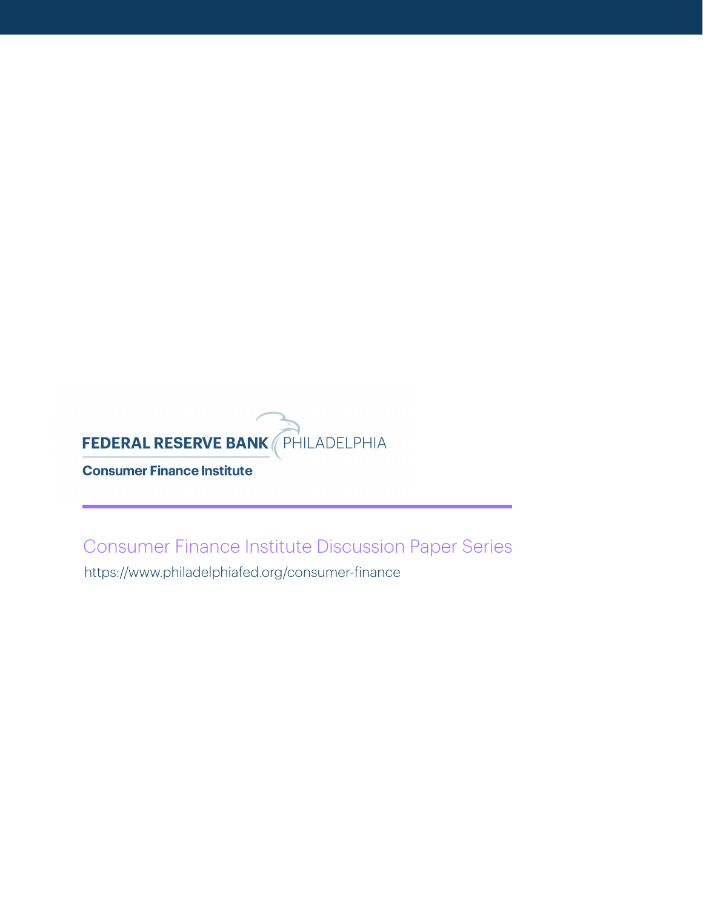FEDERAL RESERVE BANK PHILADELPHIA

Consumer Finance Institute

Consumer Finance Institute Discussion Paper Series

https://www.philadelphiafed.org/consumer-finance